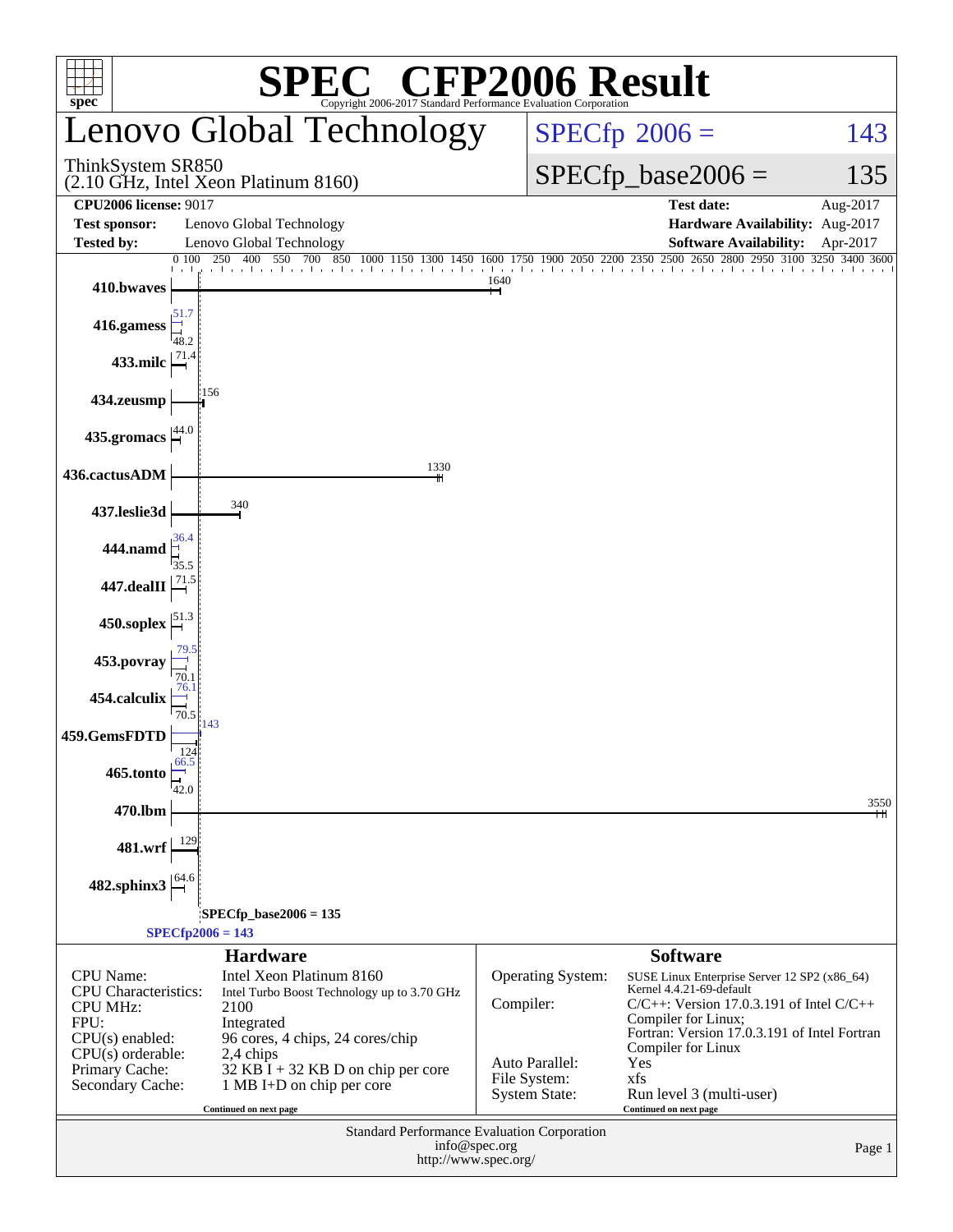# SPEC CFP2006 Result

Copyright 2006-2017 Standard Performance Evaluation Corporation

## Lenovo Global Technology

ThinkSystem SR850
(2.10 GHz, Intel Xeon Platinum 8160)

SPECfp 2006 = 143

SPECfp_base2006 = 135

| | | | |
|---|---|---|---|
| **CPU2006 license:** 9017 | | **Test date:** | Aug-2017 |
| **Test sponsor:** | Lenovo Global Technology | **Hardware Availability:** | Aug-2017 |
| **Tested by:** | Lenovo Global Technology | **Software Availability:** | Apr-2017 |

| Benchmark | Peak | Base |
|---|---|---|
| 410.bwaves | | 1640 |
| 416.gamess | 51.7 | 48.2 |
| 433.milc | | 71.4 |
| 434.zeusmp | | 156 |
| 435.gromacs | | 44.0 |
| 436.cactusADM | | 1330 |
| 437.leslie3d | | 340 |
| 444.namd | 36.4 | 35.5 |
| 447.dealII | | 71.5 |
| 450.soplex | | 51.3 |
| 453.povray | 79.5 | 70.1 |
| 454.calculix | 76.1 | 70.5 |
| 459.GemsFDTD | 143 | 124 |
| 465.tonto | 66.5 | 42.0 |
| 470.lbm | | 3550 |
| 481.wrf | | 129 |
| 482.sphinx3 | | 64.6 |

SPECfp_base2006 = 135

SPECfp2006 = 143

## Hardware

| | |
|---|---|
| CPU Name: | Intel Xeon Platinum 8160 |
| CPU Characteristics: | Intel Turbo Boost Technology up to 3.70 GHz |
| CPU MHz: | 2100 |
| FPU: | Integrated |
| CPU(s) enabled: | 96 cores, 4 chips, 24 cores/chip |
| CPU(s) orderable: | 2,4 chips |
| Primary Cache: | 32 KB I + 32 KB D on chip per core |
| Secondary Cache: | 1 MB I+D on chip per core |

Continued on next page

## Software

| | |
|---|---|
| Operating System: | SUSE Linux Enterprise Server 12 SP2 (x86_64) Kernel 4.4.21-69-default |
| Compiler: | C/C++: Version 17.0.3.191 of Intel C/C++ Compiler for Linux; Fortran: Version 17.0.3.191 of Intel Fortran Compiler for Linux |
| Auto Parallel: | Yes |
| File System: | xfs |
| System State: | Run level 3 (multi-user) |

Continued on next page

Standard Performance Evaluation Corporation
info@spec.org
http://www.spec.org/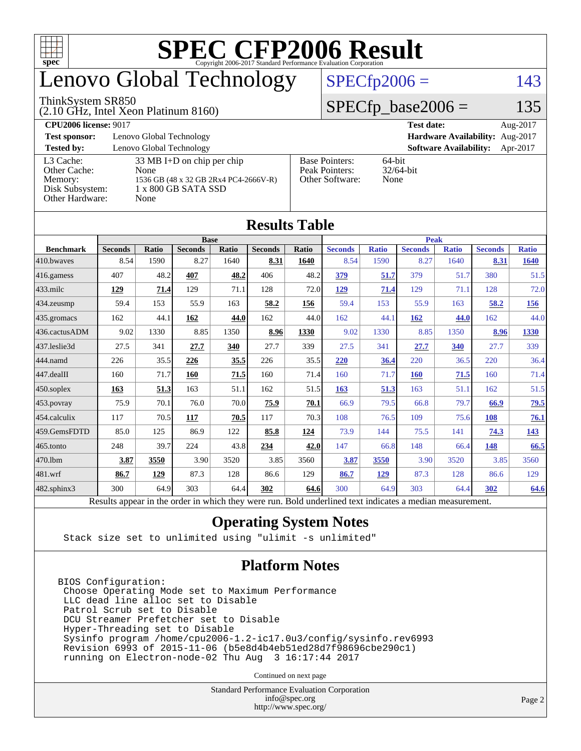# SPEC CFP2006 Result

Copyright 2006-2017 Standard Performance Evaluation Corporation

## Lenovo Global Technology

ThinkSystem SR850
(2.10 GHz, Intel Xeon Platinum 8160)

SPECfp2006 = 143

SPECfp_base2006 = 135

| | | | |
|---|---|---|---|
| **CPU2006 license:** 9017 | | **Test date:** | Aug-2017 |
| **Test sponsor:** | Lenovo Global Technology | **Hardware Availability:** | Aug-2017 |
| **Tested by:** | Lenovo Global Technology | **Software Availability:** | Apr-2017 |

| | | | |
|---|---|---|---|
| L3 Cache: | 33 MB I+D on chip per chip | Base Pointers: | 64-bit |
| Other Cache: | None | Peak Pointers: | 32/64-bit |
| Memory: | 1536 GB (48 x 32 GB 2Rx4 PC4-2666V-R) | Other Software: | None |
| Disk Subsystem: | 1 x 800 GB SATA SSD | | |
| Other Hardware: | None | | |

## Results Table

| | Base | | | | | | Peak | | | | | |
|---|---|---|---|---|---|---|---|---|---|---|---|---|
| **Benchmark** | **Seconds** | **Ratio** | **Seconds** | **Ratio** | **Seconds** | **Ratio** | **Seconds** | **Ratio** | **Seconds** | **Ratio** | **Seconds** | **Ratio** |
| 410.bwaves | 8.54 | 1590 | 8.27 | 1640 | **8.31** | **1640** | 8.54 | 1590 | 8.27 | 1640 | **8.31** | **1640** |
| 416.gamess | 407 | 48.2 | **407** | **48.2** | 406 | 48.2 | **379** | **51.7** | 379 | 51.7 | 380 | 51.5 |
| 433.milc | **129** | **71.4** | 129 | 71.1 | 128 | 72.0 | **129** | **71.4** | 129 | 71.1 | 128 | 72.0 |
| 434.zeusmp | 59.4 | 153 | 55.9 | 163 | **58.2** | **156** | 59.4 | 153 | 55.9 | 163 | **58.2** | **156** |
| 435.gromacs | 162 | 44.1 | **162** | **44.0** | 162 | 44.0 | 162 | 44.1 | **162** | **44.0** | 162 | 44.0 |
| 436.cactusADM | 9.02 | 1330 | 8.85 | 1350 | **8.96** | **1330** | 9.02 | 1330 | 8.85 | 1350 | **8.96** | **1330** |
| 437.leslie3d | 27.5 | 341 | **27.7** | **340** | 27.7 | 339 | 27.5 | 341 | **27.7** | **340** | 27.7 | 339 |
| 444.namd | 226 | 35.5 | **226** | **35.5** | 226 | 35.5 | **220** | **36.4** | 220 | 36.5 | 220 | 36.4 |
| 447.dealII | 160 | 71.7 | **160** | **71.5** | 160 | 71.4 | 160 | 71.7 | **160** | **71.5** | 160 | 71.4 |
| 450.soplex | **163** | **51.3** | 163 | 51.1 | 162 | 51.5 | **163** | **51.3** | 163 | 51.1 | 162 | 51.5 |
| 453.povray | 75.9 | 70.1 | 76.0 | 70.0 | **75.9** | **70.1** | 66.9 | 79.5 | 66.8 | 79.7 | **66.9** | **79.5** |
| 454.calculix | 117 | 70.5 | **117** | **70.5** | 117 | 70.3 | 108 | 76.5 | 109 | 75.6 | **108** | **76.1** |
| 459.GemsFDTD | 85.0 | 125 | 86.9 | 122 | **85.8** | **124** | 73.9 | 144 | 75.5 | 141 | **74.3** | **143** |
| 465.tonto | 248 | 39.7 | 224 | 43.8 | **234** | **42.0** | 147 | 66.8 | 148 | 66.4 | **148** | **66.5** |
| 470.lbm | **3.87** | **3550** | 3.90 | 3520 | 3.85 | 3560 | **3.87** | **3550** | 3.90 | 3520 | 3.85 | 3560 |
| 481.wrf | **86.7** | **129** | 87.3 | 128 | 86.6 | 129 | **86.7** | **129** | 87.3 | 128 | 86.6 | 129 |
| 482.sphinx3 | 300 | 64.9 | 303 | 64.4 | **302** | **64.6** | 300 | 64.9 | 303 | 64.4 | **302** | **64.6** |

Results appear in the order in which they were run. Bold underlined text indicates a median measurement.

## Operating System Notes

```
Stack size set to unlimited using "ulimit -s unlimited"
```

## Platform Notes

```
BIOS Configuration:
 Choose Operating Mode set to Maximum Performance
 LLC dead line alloc set to Disable
 Patrol Scrub set to Disable
 DCU Streamer Prefetcher set to Disable
 Hyper-Threading set to Disable
 Sysinfo program /home/cpu2006-1.2-ic17.0u3/config/sysinfo.rev6993
 Revision 6993 of 2015-11-06 (b5e8d4b4eb51ed28d7f98696cbe290c1)
 running on Electron-node-02 Thu Aug  3 16:17:44 2017
```

Continued on next page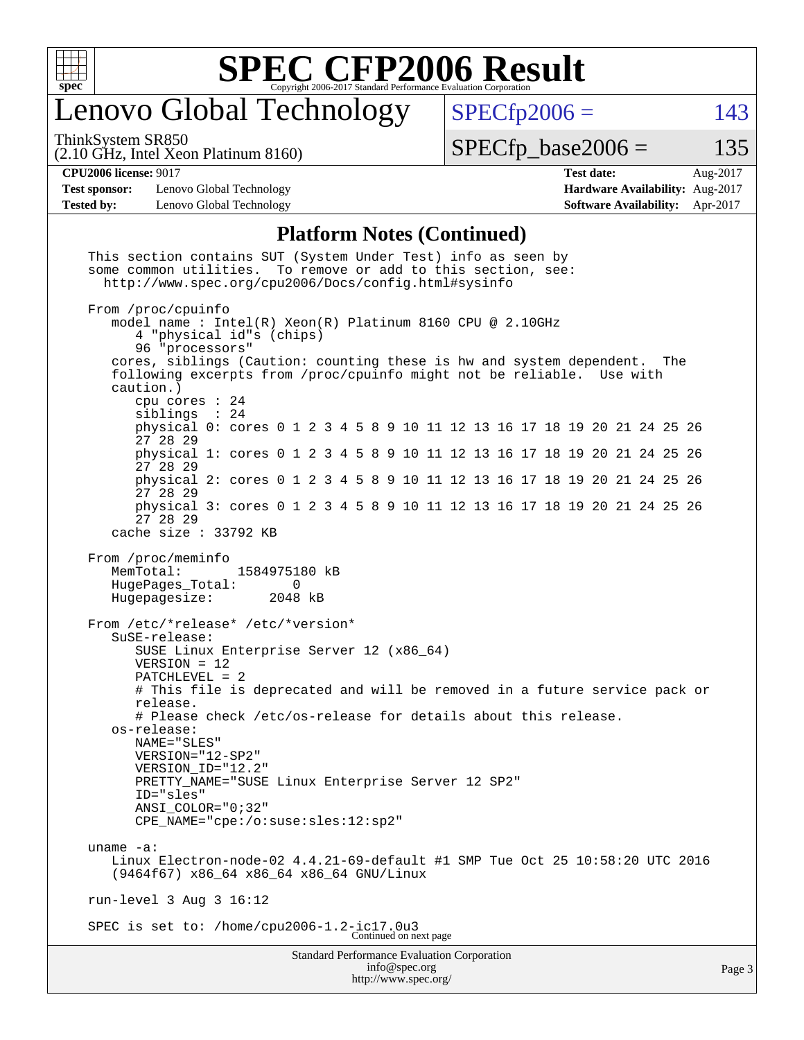# SPEC CFP2006 Result

Copyright 2006-2017 Standard Performance Evaluation Corporation

## Lenovo Global Technology

ThinkSystem SR850
(2.10 GHz, Intel Xeon Platinum 8160)

SPECfp2006 = 143

SPECfp_base2006 = 135

| | | | |
|---|---|---|---|
| **CPU2006 license:** 9017 | | **Test date:** | Aug-2017 |
| **Test sponsor:** | Lenovo Global Technology | **Hardware Availability:** | Aug-2017 |
| **Tested by:** | Lenovo Global Technology | **Software Availability:** | Apr-2017 |

### Platform Notes (Continued)

```
This section contains SUT (System Under Test) info as seen by
some common utilities.  To remove or add to this section, see:
  http://www.spec.org/cpu2006/Docs/config.html#sysinfo

From /proc/cpuinfo
   model name : Intel(R) Xeon(R) Platinum 8160 CPU @ 2.10GHz
      4 "physical id"s (chips)
      96 "processors"
   cores, siblings (Caution: counting these is hw and system dependent.  The
   following excerpts from /proc/cpuinfo might not be reliable.  Use with
   caution.)
      cpu cores : 24
      siblings  : 24
      physical 0: cores 0 1 2 3 4 5 8 9 10 11 12 13 16 17 18 19 20 21 24 25 26
      27 28 29
      physical 1: cores 0 1 2 3 4 5 8 9 10 11 12 13 16 17 18 19 20 21 24 25 26
      27 28 29
      physical 2: cores 0 1 2 3 4 5 8 9 10 11 12 13 16 17 18 19 20 21 24 25 26
      27 28 29
      physical 3: cores 0 1 2 3 4 5 8 9 10 11 12 13 16 17 18 19 20 21 24 25 26
      27 28 29
   cache size : 33792 KB

From /proc/meminfo
   MemTotal:       1584975180 kB
   HugePages_Total:       0
   Hugepagesize:       2048 kB

From /etc/*release* /etc/*version*
   SuSE-release:
      SUSE Linux Enterprise Server 12 (x86_64)
      VERSION = 12
      PATCHLEVEL = 2
      # This file is deprecated and will be removed in a future service pack or
      release.
      # Please check /etc/os-release for details about this release.
   os-release:
      NAME="SLES"
      VERSION="12-SP2"
      VERSION_ID="12.2"
      PRETTY_NAME="SUSE Linux Enterprise Server 12 SP2"
      ID="sles"
      ANSI_COLOR="0;32"
      CPE_NAME="cpe:/o:suse:sles:12:sp2"

uname -a:
   Linux Electron-node-02 4.4.21-69-default #1 SMP Tue Oct 25 10:58:20 UTC 2016
   (9464f67) x86_64 x86_64 x86_64 GNU/Linux

run-level 3 Aug 3 16:12

SPEC is set to: /home/cpu2006-1.2-ic17.0u3
```

Continued on next page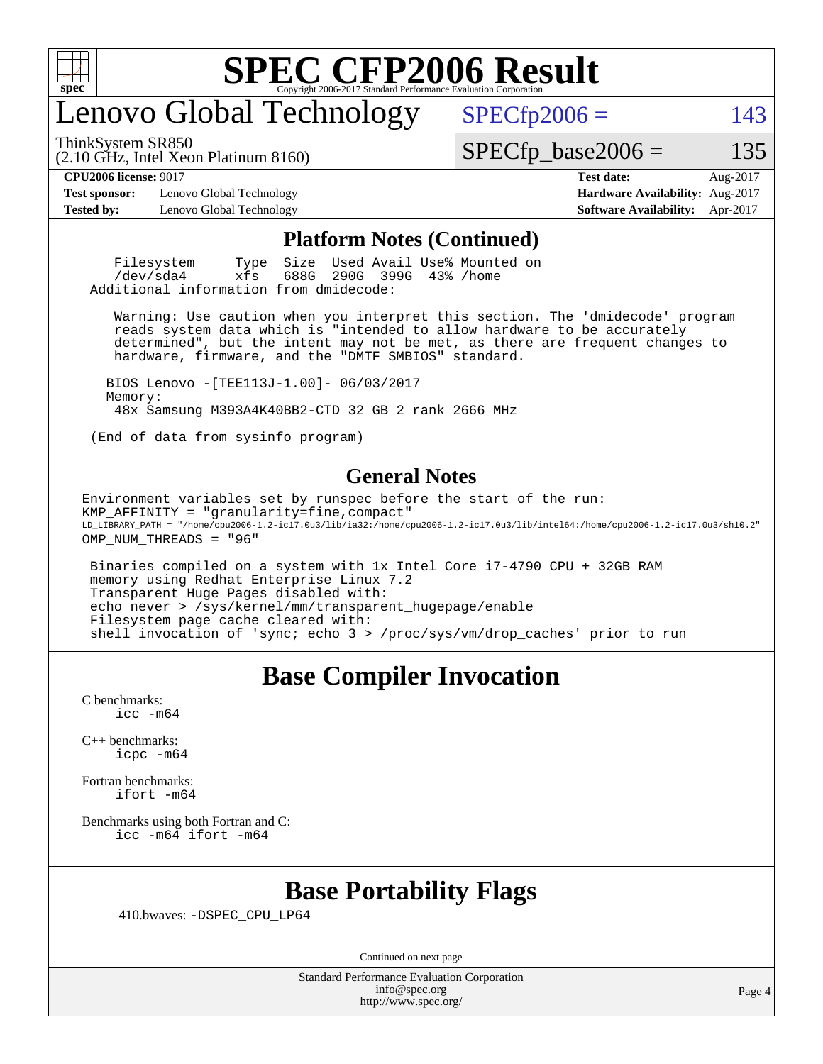# SPEC CFP2006 Result

Copyright 2006-2017 Standard Performance Evaluation Corporation

# Lenovo Global Technology

ThinkSystem SR850
(2.10 GHz, Intel Xeon Platinum 8160)

SPECfp2006 = 143

SPECfp_base2006 = 135

| | | | |
|---|---|---|---|
| **CPU2006 license:** 9017 | | **Test date:** | Aug-2017 |
| **Test sponsor:** | Lenovo Global Technology | **Hardware Availability:** | Aug-2017 |
| **Tested by:** | Lenovo Global Technology | **Software Availability:** | Apr-2017 |

## Platform Notes (Continued)

```
   Filesystem     Type  Size  Used Avail Use% Mounted on
   /dev/sda4      xfs   688G  290G  399G  43% /home
 Additional information from dmidecode:

   Warning: Use caution when you interpret this section. The 'dmidecode' program
   reads system data which is "intended to allow hardware to be accurately
   determined", but the intent may not be met, as there are frequent changes to
   hardware, firmware, and the "DMTF SMBIOS" standard.

  BIOS Lenovo -[TEE113J-1.00]- 06/03/2017
  Memory:
   48x Samsung M393A4K40BB2-CTD 32 GB 2 rank 2666 MHz

 (End of data from sysinfo program)
```

## General Notes

```
Environment variables set by runspec before the start of the run:
KMP_AFFINITY = "granularity=fine,compact"
LD_LIBRARY_PATH = "/home/cpu2006-1.2-ic17.0u3/lib/ia32:/home/cpu2006-1.2-ic17.0u3/lib/intel64:/home/cpu2006-1.2-ic17.0u3/sh10.2"
OMP_NUM_THREADS = "96"

 Binaries compiled on a system with 1x Intel Core i7-4790 CPU + 32GB RAM
 memory using Redhat Enterprise Linux 7.2
 Transparent Huge Pages disabled with:
 echo never > /sys/kernel/mm/transparent_hugepage/enable
 Filesystem page cache cleared with:
 shell invocation of 'sync; echo 3 > /proc/sys/vm/drop_caches' prior to run
```

## Base Compiler Invocation

C benchmarks:
```
icc -m64
```

C++ benchmarks:
```
icpc -m64
```

Fortran benchmarks:
```
ifort -m64
```

Benchmarks using both Fortran and C:
```
icc -m64 ifort -m64
```

## Base Portability Flags

410.bwaves: `-DSPEC_CPU_LP64`

Continued on next page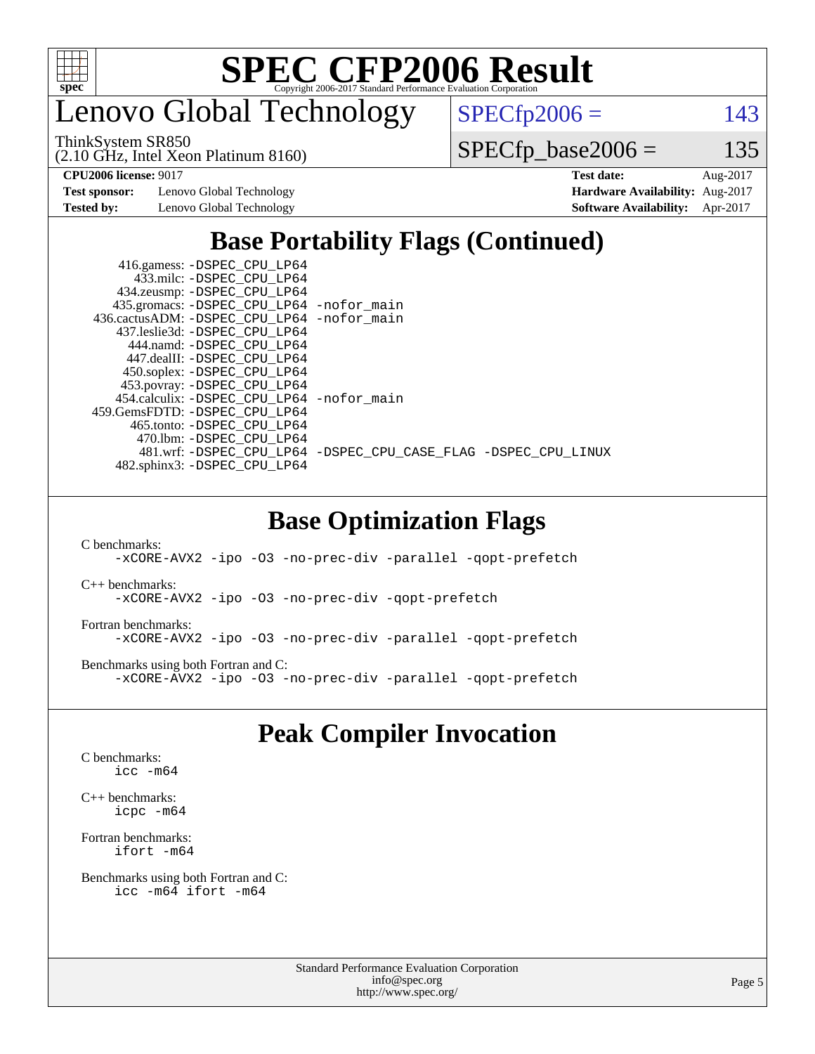# SPEC CFP2006 Result

Copyright 2006-2017 Standard Performance Evaluation Corporation

## Lenovo Global Technology

ThinkSystem SR850
(2.10 GHz, Intel Xeon Platinum 8160)

SPECfp2006 = 143

SPECfp_base2006 = 135

| | | | |
|---|---|---|---|
| **CPU2006 license:** 9017 | | **Test date:** | Aug-2017 |
| **Test sponsor:** | Lenovo Global Technology | **Hardware Availability:** | Aug-2017 |
| **Tested by:** | Lenovo Global Technology | **Software Availability:** | Apr-2017 |

## Base Portability Flags (Continued)

```
     416.gamess: -DSPEC_CPU_LP64
       433.milc: -DSPEC_CPU_LP64
     434.zeusmp: -DSPEC_CPU_LP64
    435.gromacs: -DSPEC_CPU_LP64 -nofor_main
 436.cactusADM: -DSPEC_CPU_LP64 -nofor_main
    437.leslie3d: -DSPEC_CPU_LP64
      444.namd: -DSPEC_CPU_LP64
     447.dealII: -DSPEC_CPU_LP64
     450.soplex: -DSPEC_CPU_LP64
     453.povray: -DSPEC_CPU_LP64
   454.calculix: -DSPEC_CPU_LP64 -nofor_main
 459.GemsFDTD: -DSPEC_CPU_LP64
      465.tonto: -DSPEC_CPU_LP64
        470.lbm: -DSPEC_CPU_LP64
        481.wrf: -DSPEC_CPU_LP64 -DSPEC_CPU_CASE_FLAG -DSPEC_CPU_LINUX
    482.sphinx3: -DSPEC_CPU_LP64
```

## Base Optimization Flags

C benchmarks:
```
-xCORE-AVX2 -ipo -O3 -no-prec-div -parallel -qopt-prefetch
```

C++ benchmarks:
```
-xCORE-AVX2 -ipo -O3 -no-prec-div -qopt-prefetch
```

Fortran benchmarks:
```
-xCORE-AVX2 -ipo -O3 -no-prec-div -parallel -qopt-prefetch
```

Benchmarks using both Fortran and C:
```
-xCORE-AVX2 -ipo -O3 -no-prec-div -parallel -qopt-prefetch
```

## Peak Compiler Invocation

C benchmarks:
```
icc -m64
```

C++ benchmarks:
```
icpc -m64
```

Fortran benchmarks:
```
ifort -m64
```

Benchmarks using both Fortran and C:
```
icc -m64 ifort -m64
```

Standard Performance Evaluation Corporation
info@spec.org
http://www.spec.org/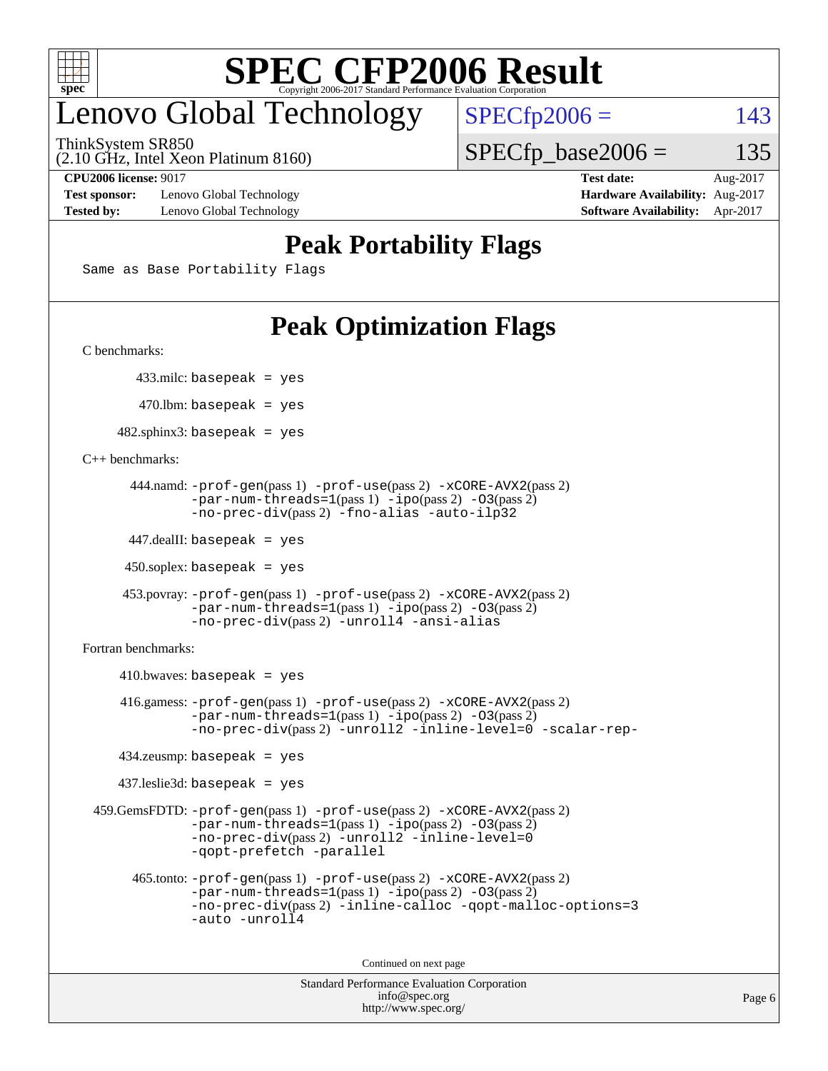# SPEC CFP2006 Result

Copyright 2006-2017 Standard Performance Evaluation Corporation

## Lenovo Global Technology

ThinkSystem SR850
(2.10 GHz, Intel Xeon Platinum 8160)

SPECfp2006 = 143
SPECfp_base2006 = 135

| | | | |
|---|---|---|---|
| **CPU2006 license:** 9017 | | **Test date:** | Aug-2017 |
| **Test sponsor:** | Lenovo Global Technology | **Hardware Availability:** | Aug-2017 |
| **Tested by:** | Lenovo Global Technology | **Software Availability:** | Apr-2017 |

## Peak Portability Flags

Same as Base Portability Flags

## Peak Optimization Flags

C benchmarks:

433.milc: basepeak = yes

470.lbm: basepeak = yes

482.sphinx3: basepeak = yes

C++ benchmarks:

444.namd: -prof-gen(pass 1) -prof-use(pass 2) -xCORE-AVX2(pass 2) -par-num-threads=1(pass 1) -ipo(pass 2) -O3(pass 2) -no-prec-div(pass 2) -fno-alias -auto-ilp32

447.dealII: basepeak = yes

450.soplex: basepeak = yes

453.povray: -prof-gen(pass 1) -prof-use(pass 2) -xCORE-AVX2(pass 2) -par-num-threads=1(pass 1) -ipo(pass 2) -O3(pass 2) -no-prec-div(pass 2) -unroll4 -ansi-alias

Fortran benchmarks:

410.bwaves: basepeak = yes

416.gamess: -prof-gen(pass 1) -prof-use(pass 2) -xCORE-AVX2(pass 2) -par-num-threads=1(pass 1) -ipo(pass 2) -O3(pass 2) -no-prec-div(pass 2) -unroll2 -inline-level=0 -scalar-rep-

434.zeusmp: basepeak = yes

437.leslie3d: basepeak = yes

459.GemsFDTD: -prof-gen(pass 1) -prof-use(pass 2) -xCORE-AVX2(pass 2) -par-num-threads=1(pass 1) -ipo(pass 2) -O3(pass 2) -no-prec-div(pass 2) -unroll2 -inline-level=0 -qopt-prefetch -parallel

465.tonto: -prof-gen(pass 1) -prof-use(pass 2) -xCORE-AVX2(pass 2) -par-num-threads=1(pass 1) -ipo(pass 2) -O3(pass 2) -no-prec-div(pass 2) -inline-calloc -qopt-malloc-options=3 -auto -unroll4

Continued on next page

Standard Performance Evaluation Corporation
info@spec.org
http://www.spec.org/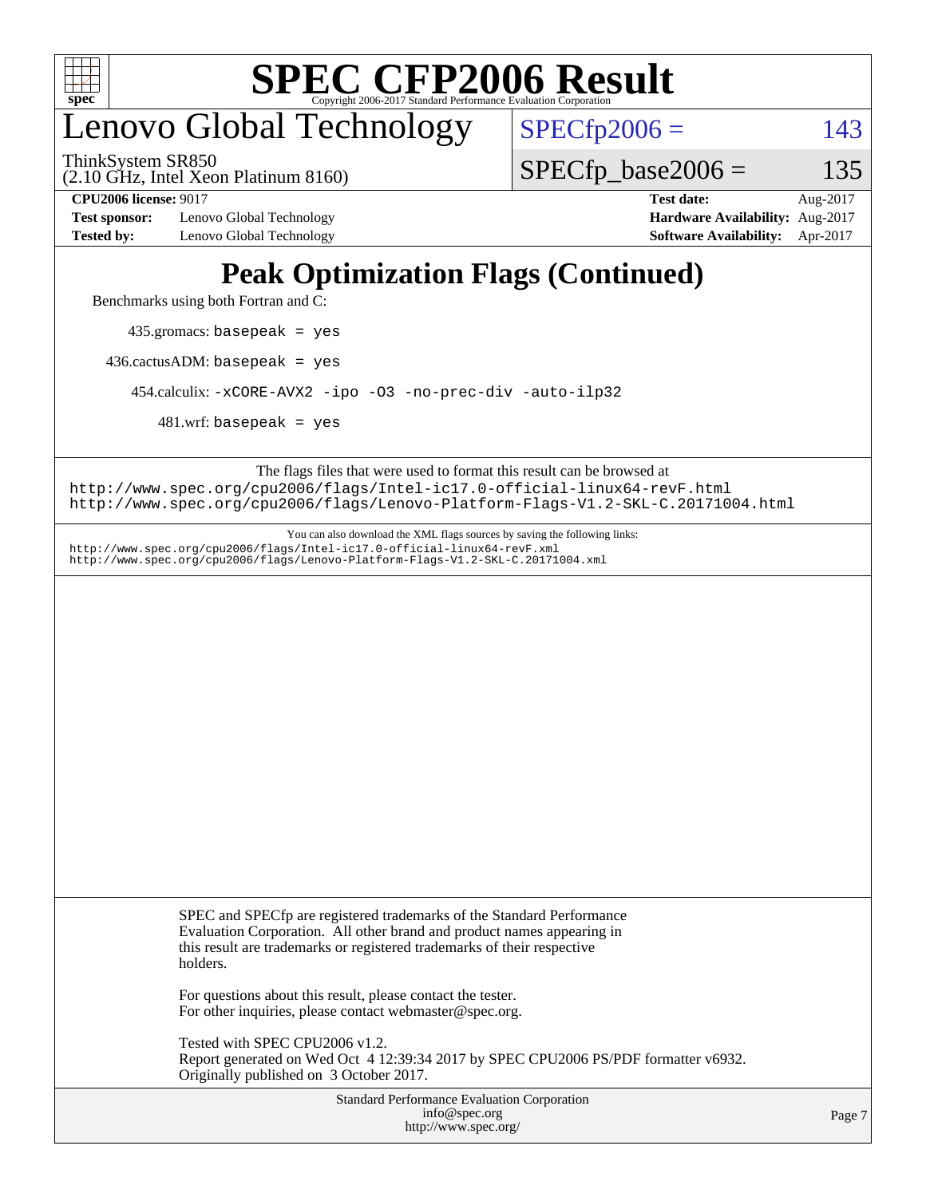# Lenovo Global Technology

ThinkSystem SR850
(2.10 GHz, Intel Xeon Platinum 8160)

SPECfp2006 = 143

SPECfp_base2006 = 135

**CPU2006 license:** 9017
**Test sponsor:** Lenovo Global Technology
**Tested by:** Lenovo Global Technology

**Test date:** Aug-2017
**Hardware Availability:** Aug-2017
**Software Availability:** Apr-2017

## Peak Optimization Flags (Continued)

Benchmarks using both Fortran and C:

435.gromacs: `basepeak = yes`

436.cactusADM: `basepeak = yes`

454.calculix: `-xCORE-AVX2 -ipo -O3 -no-prec-div -auto-ilp32`

481.wrf: `basepeak = yes`

The flags files that were used to format this result can be browsed at
http://www.spec.org/cpu2006/flags/Intel-ic17.0-official-linux64-revF.html
http://www.spec.org/cpu2006/flags/Lenovo-Platform-Flags-V1.2-SKL-C.20171004.html

You can also download the XML flags sources by saving the following links:
http://www.spec.org/cpu2006/flags/Intel-ic17.0-official-linux64-revF.xml
http://www.spec.org/cpu2006/flags/Lenovo-Platform-Flags-V1.2-SKL-C.20171004.xml

SPEC and SPECfp are registered trademarks of the Standard Performance Evaluation Corporation. All other brand and product names appearing in this result are trademarks or registered trademarks of their respective holders.

For questions about this result, please contact the tester.
For other inquiries, please contact webmaster@spec.org.

Tested with SPEC CPU2006 v1.2.
Report generated on Wed Oct 4 12:39:34 2017 by SPEC CPU2006 PS/PDF formatter v6932.
Originally published on 3 October 2017.